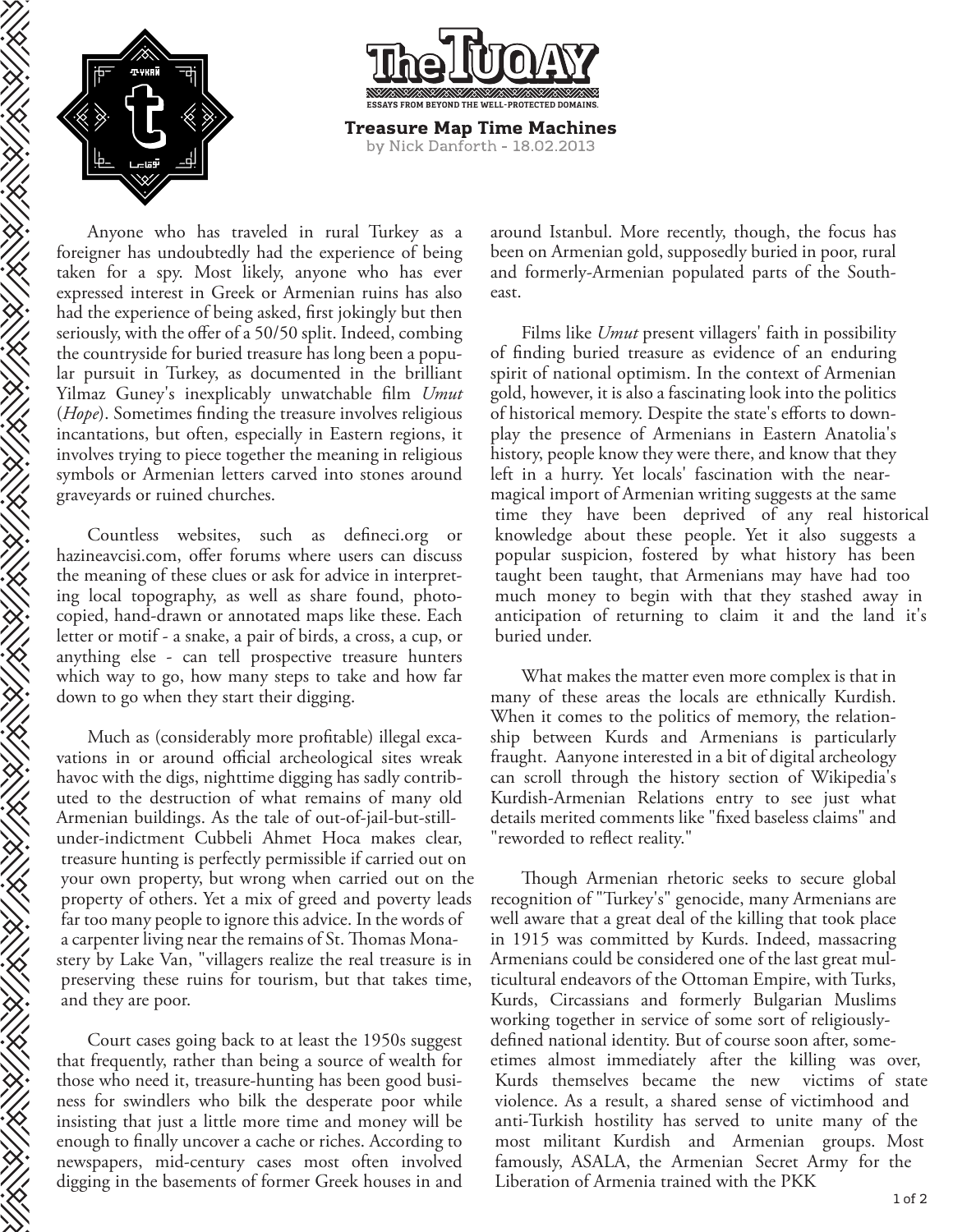# Treasure Map Time Machines

by Nick Danforth - 18.02.2013

Anyone who has traveled in rural Turkey as a foreigner has undoubtedly had the experience of being taken for a spy. Most likely, anyone who has ever expressed interest in Greek or Armenian ruins has also had the experience of being asked, first jokingly but then seriously, with the offer of a 50/50 split. Indeed, combing the countryside for buried treasure has long been a popular pursuit in Turkey, as documented in the brilliant Yilmaz Guney's inexplicably unwatchable film *Umut* (*Hope*). Sometimes finding the treasure involves religious incantations, but often, especially in Eastern regions, it involves trying to piece together the meaning in religious symbols or Armenian letters carved into stones around graveyards or ruined churches.

Countless websites, such as defineci.org or hazineavcisi.com, offer forums where users can discuss the meaning of these clues or ask for advice in interpreting local topography, as well as share found, photocopied, hand-drawn or annotated maps like these. Each letter or motif - a snake, a pair of birds, a cross, a cup, or anything else - can tell prospective treasure hunters which way to go, how many steps to take and how far down to go when they start their digging.

Much as (considerably more profitable) illegal excavations in or around official archeological sites wreak havoc with the digs, nighttime digging has sadly contributed to the destruction of what remains of many old Armenian buildings. As the tale of out-of-jail-but-still-under-indictment Cubbeli Ahmet Hoca makes clear, treasure hunting is perfectly permissible if carried out on your own property, but wrong when carried out on the property of others. Yet a mix of greed and poverty leads far too many people to ignore this advice. In the words of a carpenter living near the remains of St. Thomas Monastery by Lake Van, "villagers realize the real treasure is in preserving these ruins for tourism, but that takes time, and they are poor.

Court cases going back to at least the 1950s suggest that frequently, rather than being a source of wealth for those who need it, treasure-hunting has been good business for swindlers who bilk the desperate poor while insisting that just a little more time and money will be enough to finally uncover a cache or riches. According to newspapers, mid-century cases most often involved digging in the basements of former Greek houses in and around Istanbul. More recently, though, the focus has been on Armenian gold, supposedly buried in poor, rural and formerly-Armenian populated parts of the Southeast.

Films like *Umut* present villagers' faith in possibility of finding buried treasure as evidence of an enduring spirit of national optimism. In the context of Armenian gold, however, it is also a fascinating look into the politics of historical memory. Despite the state's efforts to downplay the presence of Armenians in Eastern Anatolia's history, people know they were there, and know that they left in a hurry. Yet locals' fascination with the near-magical import of Armenian writing suggests at the same time they have been deprived of any real historical knowledge about these people. Yet it also suggests a popular suspicion, fostered by what history has been taught been taught, that Armenians may have had too much money to begin with that they stashed away in anticipation of returning to claim it and the land it's buried under.

What makes the matter even more complex is that in many of these areas the locals are ethnically Kurdish. When it comes to the politics of memory, the relationship between Kurds and Armenians is particularly fraught. Aanyone interested in a bit of digital archeology can scroll through the history section of Wikipedia's Kurdish-Armenian Relations entry to see just what details merited comments like "fixed baseless claims" and "reworded to reflect reality."

Though Armenian rhetoric seeks to secure global recognition of "Turkey's" genocide, many Armenians are well aware that a great deal of the killing that took place in 1915 was committed by Kurds. Indeed, massacring Armenians could be considered one of the last great multicultural endeavors of the Ottoman Empire, with Turks, Kurds, Circassians and formerly Bulgarian Muslims working together in service of some sort of religiously-defined national identity. But of course soon after, sometimes almost immediately after the killing was over, Kurds themselves became the new victims of state violence. As a result, a shared sense of victimhood and anti-Turkish hostility has served to unite many of the most militant Kurdish and Armenian groups. Most famously, ASALA, the Armenian Secret Army for the Liberation of Armenia trained with the PKK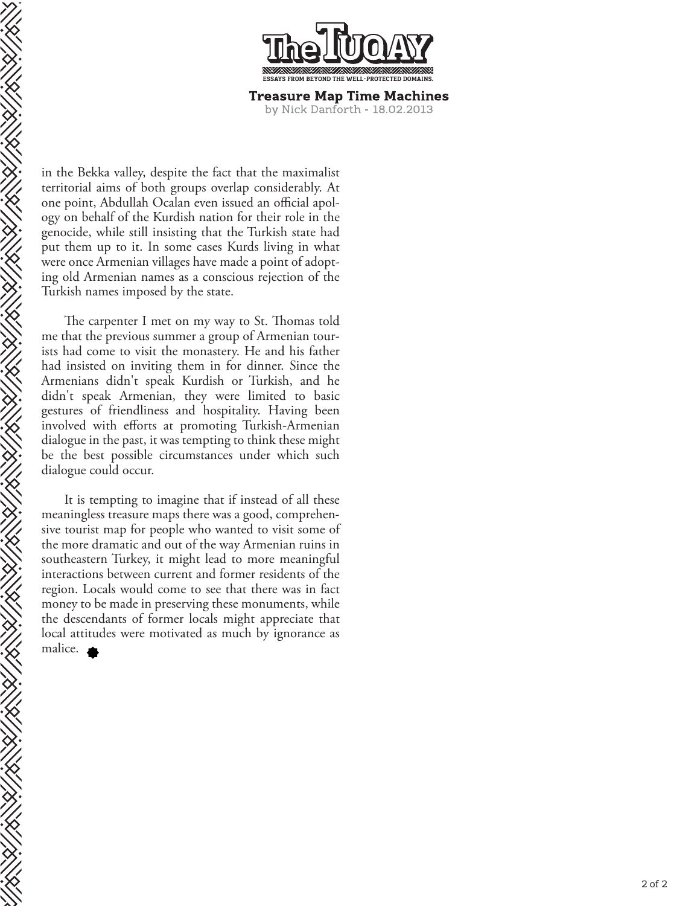in the Bekka valley, despite the fact that the maximalist territorial aims of both groups overlap considerably. At one point, Abdullah Ocalan even issued an official apology on behalf of the Kurdish nation for their role in the genocide, while still insisting that the Turkish state had put them up to it. In some cases Kurds living in what were once Armenian villages have made a point of adopting old Armenian names as a conscious rejection of the Turkish names imposed by the state.

The carpenter I met on my way to St. Thomas told me that the previous summer a group of Armenian tourists had come to visit the monastery. He and his father had insisted on inviting them in for dinner. Since the Armenians didn't speak Kurdish or Turkish, and he didn't speak Armenian, they were limited to basic gestures of friendliness and hospitality. Having been involved with efforts at promoting Turkish-Armenian dialogue in the past, it was tempting to think these might be the best possible circumstances under which such dialogue could occur.

It is tempting to imagine that if instead of all these meaningless treasure maps there was a good, comprehensive tourist map for people who wanted to visit some of the more dramatic and out of the way Armenian ruins in southeastern Turkey, it might lead to more meaningful interactions between current and former residents of the region. Locals would come to see that there was in fact money to be made in preserving these monuments, while the descendants of former locals might appreciate that local attitudes were motivated as much by ignorance as malice.